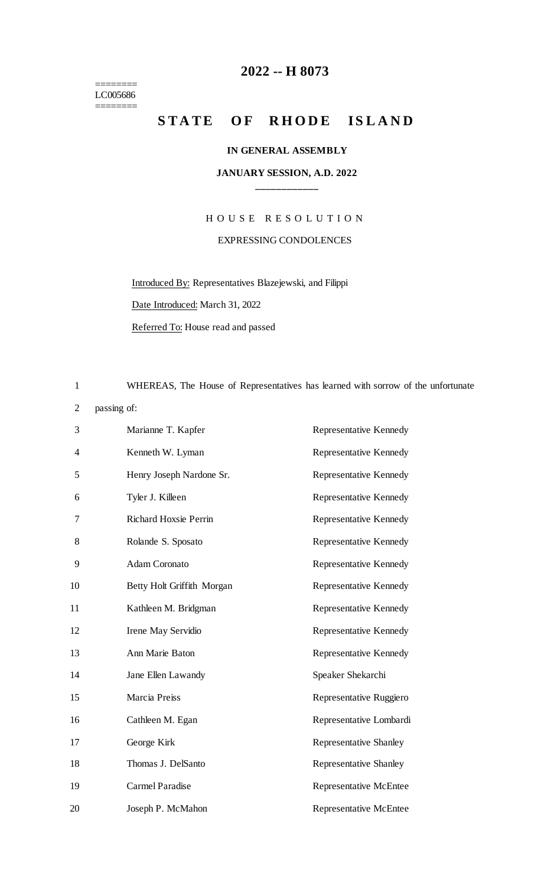# 2022 -- H 8073

========
LC005686
========

## STATE OF RHODE ISLAND

**IN GENERAL ASSEMBLY**

**JANUARY SESSION, A.D. 2022**

---

HOUSE RESOLUTION

EXPRESSING CONDOLENCES

Introduced By: Representatives Blazejewski, and Filippi

Date Introduced: March 31, 2022

Referred To: House read and passed

WHEREAS, The House of Representatives has learned with sorrow of the unfortunate passing of:

| | |
|---|---|
| Marianne T. Kapfer | Representative Kennedy |
| Kenneth W. Lyman | Representative Kennedy |
| Henry Joseph Nardone Sr. | Representative Kennedy |
| Tyler J. Killeen | Representative Kennedy |
| Richard Hoxsie Perrin | Representative Kennedy |
| Rolande S. Sposato | Representative Kennedy |
| Adam Coronato | Representative Kennedy |
| Betty Holt Griffith Morgan | Representative Kennedy |
| Kathleen M. Bridgman | Representative Kennedy |
| Irene May Servidio | Representative Kennedy |
| Ann Marie Baton | Representative Kennedy |
| Jane Ellen Lawandy | Speaker Shekarchi |
| Marcia Preiss | Representative Ruggiero |
| Cathleen M. Egan | Representative Lombardi |
| George Kirk | Representative Shanley |
| Thomas J. DelSanto | Representative Shanley |
| Carmel Paradise | Representative McEntee |
| Joseph P. McMahon | Representative McEntee |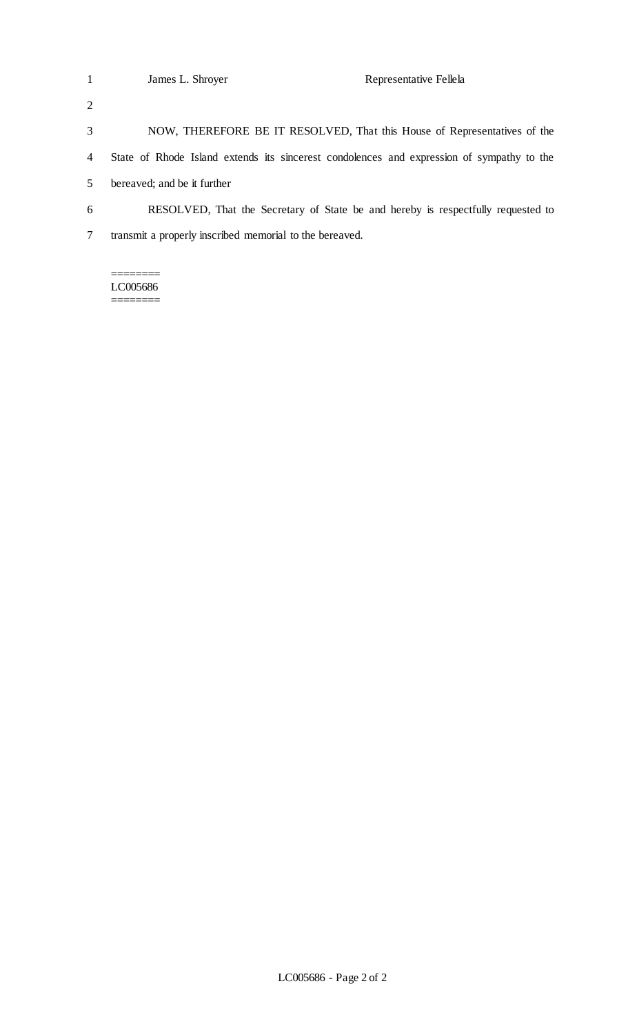James L. Shroyer Representative Fellela

NOW, THEREFORE BE IT RESOLVED, That this House of Representatives of the State of Rhode Island extends its sincerest condolences and expression of sympathy to the bereaved; and be it further

RESOLVED, That the Secretary of State be and hereby is respectfully requested to transmit a properly inscribed memorial to the bereaved.

========
LC005686
========